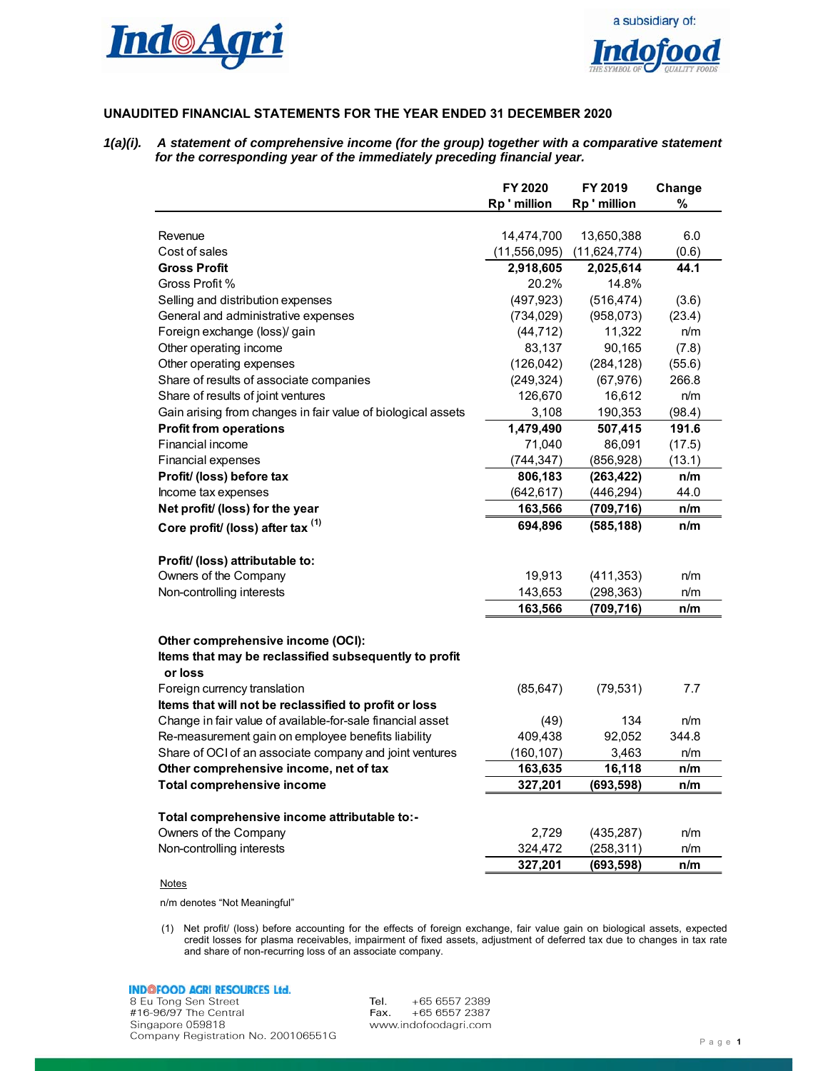# UNAUDITED FINANCIAL STATEMENTS FOR THE YEAR ENDED 31 DECEMBER 2020

***1(a)(i). A statement of comprehensive income (for the group) together with a comparative statement for the corresponding year of the immediately preceding financial year.***

| | FY 2020 Rp ' million | FY 2019 Rp ' million | Change % |
|---|---|---|---|
| Revenue | 14,474,700 | 13,650,388 | 6.0 |
| Cost of sales | (11,556,095) | (11,624,774) | (0.6) |
| **Gross Profit** | **2,918,605** | **2,025,614** | **44.1** |
| Gross Profit % | 20.2% | 14.8% | |
| Selling and distribution expenses | (497,923) | (516,474) | (3.6) |
| General and administrative expenses | (734,029) | (958,073) | (23.4) |
| Foreign exchange (loss)/ gain | (44,712) | 11,322 | n/m |
| Other operating income | 83,137 | 90,165 | (7.8) |
| Other operating expenses | (126,042) | (284,128) | (55.6) |
| Share of results of associate companies | (249,324) | (67,976) | 266.8 |
| Share of results of joint ventures | 126,670 | 16,612 | n/m |
| Gain arising from changes in fair value of biological assets | 3,108 | 190,353 | (98.4) |
| **Profit from operations** | **1,479,490** | **507,415** | **191.6** |
| Financial income | 71,040 | 86,091 | (17.5) |
| Financial expenses | (744,347) | (856,928) | (13.1) |
| **Profit/ (loss) before tax** | **806,183** | **(263,422)** | **n/m** |
| Income tax expenses | (642,617) | (446,294) | 44.0 |
| **Net profit/ (loss) for the year** | **163,566** | **(709,716)** | **n/m** |
| **Core profit/ (loss) after tax (1)** | **694,896** | **(585,188)** | **n/m** |
| | | | |
| **Profit/ (loss) attributable to:** | | | |
| Owners of the Company | 19,913 | (411,353) | n/m |
| Non-controlling interests | 143,653 | (298,363) | n/m |
| | **163,566** | **(709,716)** | **n/m** |
| | | | |
| **Other comprehensive income (OCI):** | | | |
| **Items that may be reclassified subsequently to profit or loss** | | | |
| Foreign currency translation | (85,647) | (79,531) | 7.7 |
| **Items that will not be reclassified to profit or loss** | | | |
| Change in fair value of available-for-sale financial asset | (49) | 134 | n/m |
| Re-measurement gain on employee benefits liability | 409,438 | 92,052 | 344.8 |
| Share of OCI of an associate company and joint ventures | (160,107) | 3,463 | n/m |
| **Other comprehensive income, net of tax** | **163,635** | **16,118** | **n/m** |
| **Total comprehensive income** | **327,201** | **(693,598)** | **n/m** |
| | | | |
| **Total comprehensive income attributable to:-** | | | |
| Owners of the Company | 2,729 | (435,287) | n/m |
| Non-controlling interests | 324,472 | (258,311) | n/m |
| | **327,201** | **(693,598)** | **n/m** |

Notes

n/m denotes "Not Meaningful"

(1) Net profit/ (loss) before accounting for the effects of foreign exchange, fair value gain on biological assets, expected credit losses for plasma receivables, impairment of fixed assets, adjustment of deferred tax due to changes in tax rate and share of non-recurring loss of an associate company.

**INDOFOOD AGRI RESOURCES Ltd.**
8 Eu Tong Sen Street
#16-96/97 The Central
Singapore 059818
Company Registration No. 200106551G

Tel. +65 6557 2389
Fax. +65 6557 2387
www.indofoodagri.com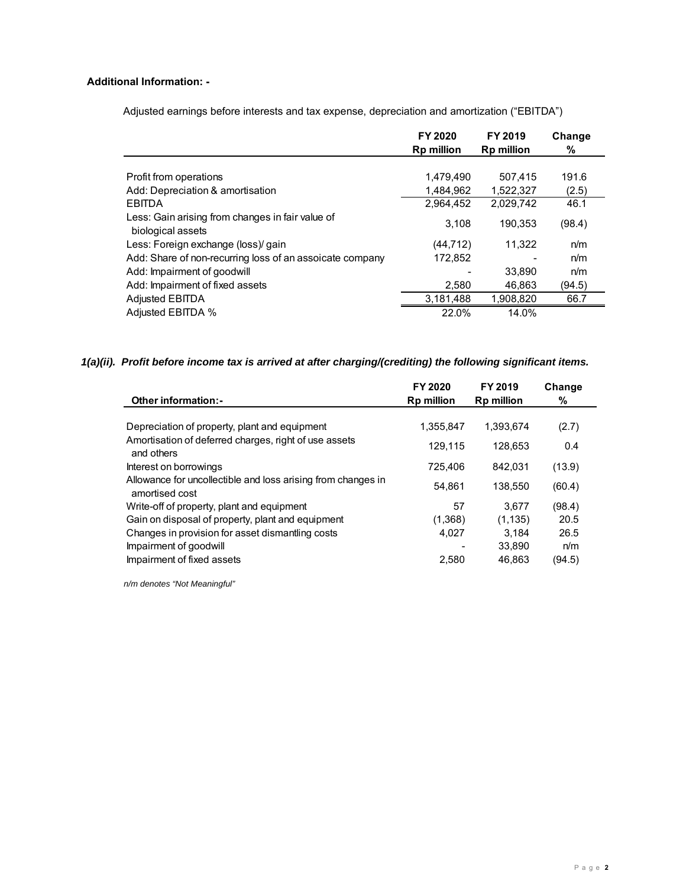**Additional Information: -**

Adjusted earnings before interests and tax expense, depreciation and amortization ("EBITDA")

| | FY 2020 Rp million | FY 2019 Rp million | Change % |
|---|---|---|---|
| Profit from operations | 1,479,490 | 507,415 | 191.6 |
| Add: Depreciation & amortisation | 1,484,962 | 1,522,327 | (2.5) |
| EBITDA | 2,964,452 | 2,029,742 | 46.1 |
| Less: Gain arising from changes in fair value of biological assets | 3,108 | 190,353 | (98.4) |
| Less: Foreign exchange (loss)/ gain | (44,712) | 11,322 | n/m |
| Add: Share of non-recurring loss of an assoicate company | 172,852 | - | n/m |
| Add: Impairment of goodwill | - | 33,890 | n/m |
| Add: Impairment of fixed assets | 2,580 | 46,863 | (94.5) |
| Adjusted EBITDA | 3,181,488 | 1,908,820 | 66.7 |
| Adjusted EBITDA % | 22.0% | 14.0% | |

### *1(a)(ii). Profit before income tax is arrived at after charging/(crediting) the following significant items.*

| Other information:- | FY 2020 Rp million | FY 2019 Rp million | Change % |
|---|---|---|---|
| Depreciation of property, plant and equipment | 1,355,847 | 1,393,674 | (2.7) |
| Amortisation of deferred charges, right of use assets and others | 129,115 | 128,653 | 0.4 |
| Interest on borrowings | 725,406 | 842,031 | (13.9) |
| Allowance for uncollectible and loss arising from changes in amortised cost | 54,861 | 138,550 | (60.4) |
| Write-off of property, plant and equipment | 57 | 3,677 | (98.4) |
| Gain on disposal of property, plant and equipment | (1,368) | (1,135) | 20.5 |
| Changes in provision for asset dismantling costs | 4,027 | 3,184 | 26.5 |
| Impairment of goodwill | - | 33,890 | n/m |
| Impairment of fixed assets | 2,580 | 46,863 | (94.5) |

*n/m denotes "Not Meaningful"*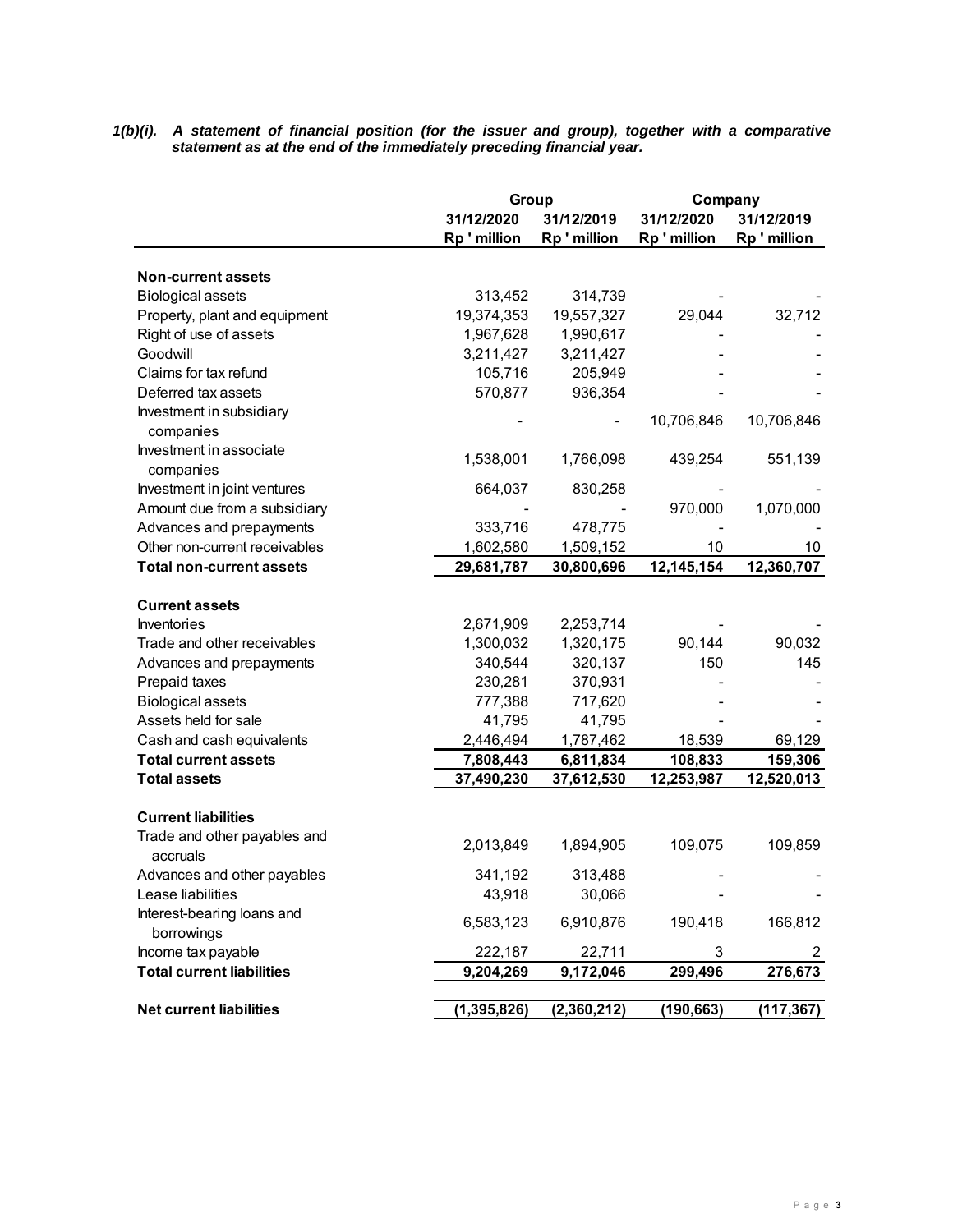***1(b)(i). A statement of financial position (for the issuer and group), together with a comparative statement as at the end of the immediately preceding financial year.***

| | Group | | Company | |
|---|---|---|---|---|
| | 31/12/2020 | 31/12/2019 | 31/12/2020 | 31/12/2019 |
| | Rp ' million | Rp ' million | Rp ' million | Rp ' million |
| **Non-current assets** | | | | |
| Biological assets | 313,452 | 314,739 | - | - |
| Property, plant and equipment | 19,374,353 | 19,557,327 | 29,044 | 32,712 |
| Right of use of assets | 1,967,628 | 1,990,617 | - | - |
| Goodwill | 3,211,427 | 3,211,427 | - | - |
| Claims for tax refund | 105,716 | 205,949 | - | - |
| Deferred tax assets | 570,877 | 936,354 | - | - |
| Investment in subsidiary companies | - | - | 10,706,846 | 10,706,846 |
| Investment in associate companies | 1,538,001 | 1,766,098 | 439,254 | 551,139 |
| Investment in joint ventures | 664,037 | 830,258 | - | - |
| Amount due from a subsidiary | - | - | 970,000 | 1,070,000 |
| Advances and prepayments | 333,716 | 478,775 | - | - |
| Other non-current receivables | 1,602,580 | 1,509,152 | 10 | 10 |
| **Total non-current assets** | **29,681,787** | **30,800,696** | **12,145,154** | **12,360,707** |
| **Current assets** | | | | |
| Inventories | 2,671,909 | 2,253,714 | - | - |
| Trade and other receivables | 1,300,032 | 1,320,175 | 90,144 | 90,032 |
| Advances and prepayments | 340,544 | 320,137 | 150 | 145 |
| Prepaid taxes | 230,281 | 370,931 | - | - |
| Biological assets | 777,388 | 717,620 | - | - |
| Assets held for sale | 41,795 | 41,795 | - | - |
| Cash and cash equivalents | 2,446,494 | 1,787,462 | 18,539 | 69,129 |
| **Total current assets** | **7,808,443** | **6,811,834** | **108,833** | **159,306** |
| **Total assets** | **37,490,230** | **37,612,530** | **12,253,987** | **12,520,013** |
| **Current liabilities** | | | | |
| Trade and other payables and accruals | 2,013,849 | 1,894,905 | 109,075 | 109,859 |
| Advances and other payables | 341,192 | 313,488 | - | - |
| Lease liabilities | 43,918 | 30,066 | - | - |
| Interest-bearing loans and borrowings | 6,583,123 | 6,910,876 | 190,418 | 166,812 |
| Income tax payable | 222,187 | 22,711 | 3 | 2 |
| **Total current liabilities** | **9,204,269** | **9,172,046** | **299,496** | **276,673** |
| **Net current liabilities** | **(1,395,826)** | **(2,360,212)** | **(190,663)** | **(117,367)** |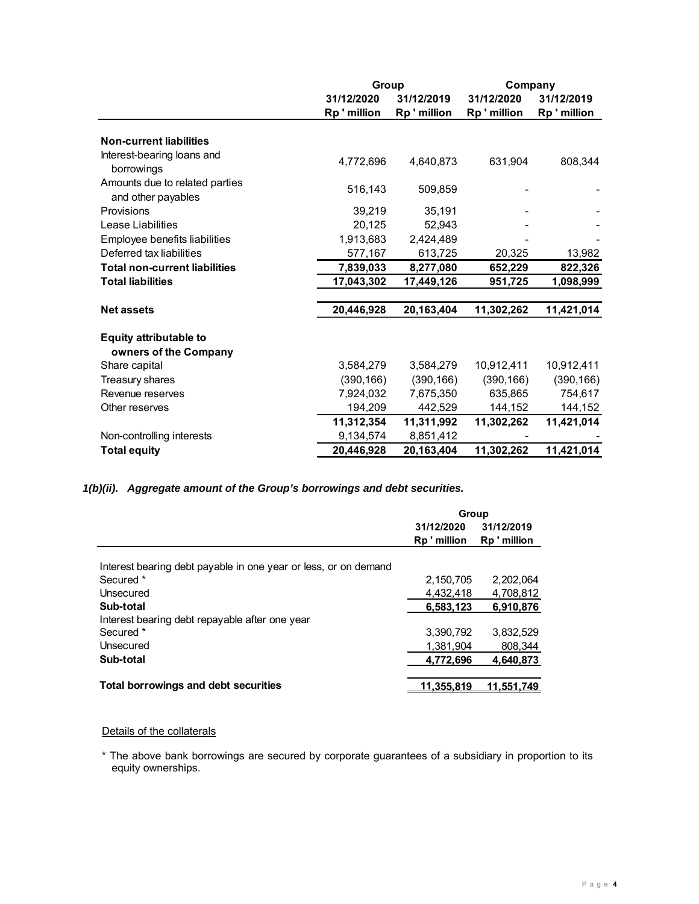| | Group | | Company | |
|---|---|---|---|---|
| | 31/12/2020 | 31/12/2019 | 31/12/2020 | 31/12/2019 |
| | Rp ' million | Rp ' million | Rp ' million | Rp ' million |
| **Non-current liabilities** | | | | |
| Interest-bearing loans and borrowings | 4,772,696 | 4,640,873 | 631,904 | 808,344 |
| Amounts due to related parties and other payables | 516,143 | 509,859 | - | - |
| Provisions | 39,219 | 35,191 | - | - |
| Lease Liabilities | 20,125 | 52,943 | - | - |
| Employee benefits liabilities | 1,913,683 | 2,424,489 | - | - |
| Deferred tax liabilities | 577,167 | 613,725 | 20,325 | 13,982 |
| **Total non-current liabilities** | **7,839,033** | **8,277,080** | **652,229** | **822,326** |
| **Total liabilities** | **17,043,302** | **17,449,126** | **951,725** | **1,098,999** |
| **Net assets** | **20,446,928** | **20,163,404** | **11,302,262** | **11,421,014** |
| **Equity attributable to owners of the Company** | | | | |
| Share capital | 3,584,279 | 3,584,279 | 10,912,411 | 10,912,411 |
| Treasury shares | (390,166) | (390,166) | (390,166) | (390,166) |
| Revenue reserves | 7,924,032 | 7,675,350 | 635,865 | 754,617 |
| Other reserves | 194,209 | 442,529 | 144,152 | 144,152 |
| | **11,312,354** | **11,311,992** | **11,302,262** | **11,421,014** |
| Non-controlling interests | 9,134,574 | 8,851,412 | - | - |
| **Total equity** | **20,446,928** | **20,163,404** | **11,302,262** | **11,421,014** |

### *1(b)(ii). Aggregate amount of the Group's borrowings and debt securities.*

| | Group | |
|---|---|---|
| | 31/12/2020 | 31/12/2019 |
| | Rp ' million | Rp ' million |
| Interest bearing debt payable in one year or less, or on demand | | |
| Secured * | 2,150,705 | 2,202,064 |
| Unsecured | 4,432,418 | 4,708,812 |
| **Sub-total** | **6,583,123** | **6,910,876** |
| Interest bearing debt repayable after one year | | |
| Secured * | 3,390,792 | 3,832,529 |
| Unsecured | 1,381,904 | 808,344 |
| **Sub-total** | **4,772,696** | **4,640,873** |
| **Total borrowings and debt securities** | **11,355,819** | **11,551,749** |

Details of the collaterals

* The above bank borrowings are secured by corporate guarantees of a subsidiary in proportion to its equity ownerships.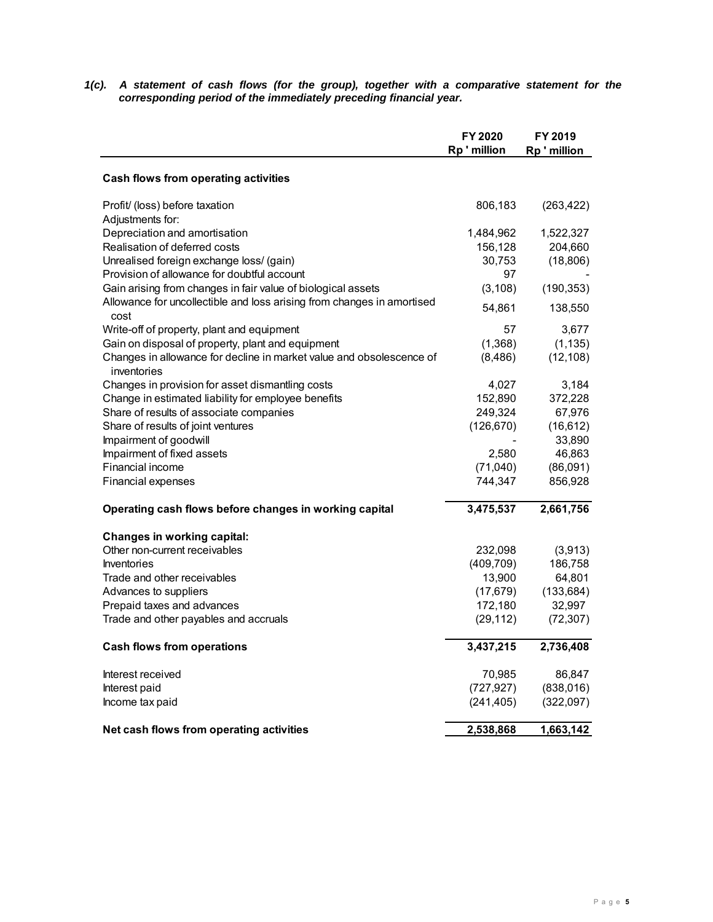***1(c). A statement of cash flows (for the group), together with a comparative statement for the corresponding period of the immediately preceding financial year.***

| | FY 2020<br>Rp ' million | FY 2019<br>Rp ' million |
|---|---|---|
| **Cash flows from operating activities** | | |
| Profit/ (loss) before taxation | 806,183 | (263,422) |
| Adjustments for: | | |
| Depreciation and amortisation | 1,484,962 | 1,522,327 |
| Realisation of deferred costs | 156,128 | 204,660 |
| Unrealised foreign exchange loss/ (gain) | 30,753 | (18,806) |
| Provision of allowance for doubtful account | 97 | - |
| Gain arising from changes in fair value of biological assets | (3,108) | (190,353) |
| Allowance for uncollectible and loss arising from changes in amortised cost | 54,861 | 138,550 |
| Write-off of property, plant and equipment | 57 | 3,677 |
| Gain on disposal of property, plant and equipment | (1,368) | (1,135) |
| Changes in allowance for decline in market value and obsolescence of inventories | (8,486) | (12,108) |
| Changes in provision for asset dismantling costs | 4,027 | 3,184 |
| Change in estimated liability for employee benefits | 152,890 | 372,228 |
| Share of results of associate companies | 249,324 | 67,976 |
| Share of results of joint ventures | (126,670) | (16,612) |
| Impairment of goodwill | - | 33,890 |
| Impairment of fixed assets | 2,580 | 46,863 |
| Financial income | (71,040) | (86,091) |
| Financial expenses | 744,347 | 856,928 |
| **Operating cash flows before changes in working capital** | **3,475,537** | **2,661,756** |
| **Changes in working capital:** | | |
| Other non-current receivables | 232,098 | (3,913) |
| Inventories | (409,709) | 186,758 |
| Trade and other receivables | 13,900 | 64,801 |
| Advances to suppliers | (17,679) | (133,684) |
| Prepaid taxes and advances | 172,180 | 32,997 |
| Trade and other payables and accruals | (29,112) | (72,307) |
| **Cash flows from operations** | **3,437,215** | **2,736,408** |
| Interest received | 70,985 | 86,847 |
| Interest paid | (727,927) | (838,016) |
| Income tax paid | (241,405) | (322,097) |
| **Net cash flows from operating activities** | **2,538,868** | **1,663,142** |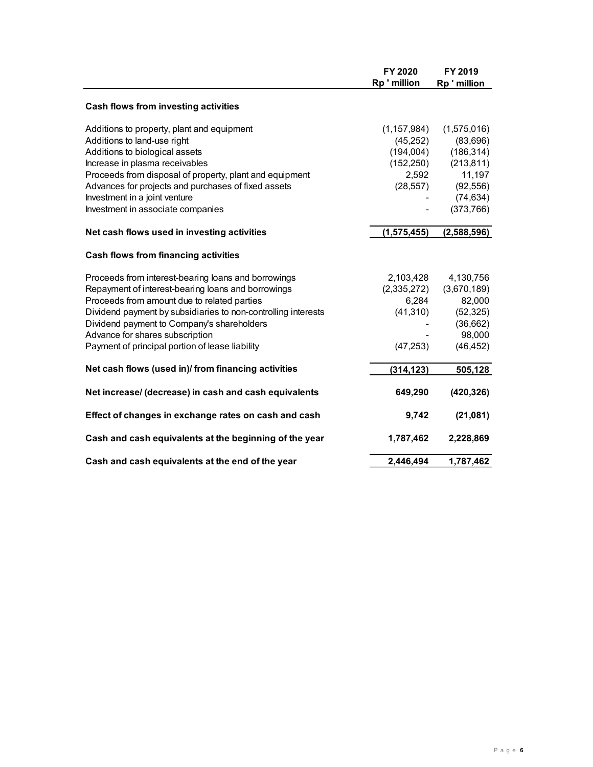| | FY 2020<br>Rp ' million | FY 2019<br>Rp ' million |
|---|---|---|
| **Cash flows from investing activities** | | |
| Additions to property, plant and equipment | (1,157,984) | (1,575,016) |
| Additions to land-use right | (45,252) | (83,696) |
| Additions to biological assets | (194,004) | (186,314) |
| Increase in plasma receivables | (152,250) | (213,811) |
| Proceeds from disposal of property, plant and equipment | 2,592 | 11,197 |
| Advances for projects and purchases of fixed assets | (28,557) | (92,556) |
| Investment in a joint venture | - | (74,634) |
| Investment in associate companies | - | (373,766) |
| **Net cash flows used in investing activities** | **(1,575,455)** | **(2,588,596)** |
| **Cash flows from financing activities** | | |
| Proceeds from interest-bearing loans and borrowings | 2,103,428 | 4,130,756 |
| Repayment of interest-bearing loans and borrowings | (2,335,272) | (3,670,189) |
| Proceeds from amount due to related parties | 6,284 | 82,000 |
| Dividend payment by subsidiaries to non-controlling interests | (41,310) | (52,325) |
| Dividend payment to Company's shareholders | - | (36,662) |
| Advance for shares subscription | - | 98,000 |
| Payment of principal portion of lease liability | (47,253) | (46,452) |
| **Net cash flows (used in)/ from financing activities** | **(314,123)** | **505,128** |
| **Net increase/ (decrease) in cash and cash equivalents** | **649,290** | **(420,326)** |
| **Effect of changes in exchange rates on cash and cash** | **9,742** | **(21,081)** |
| **Cash and cash equivalents at the beginning of the year** | **1,787,462** | **2,228,869** |
| **Cash and cash equivalents at the end of the year** | **2,446,494** | **1,787,462** |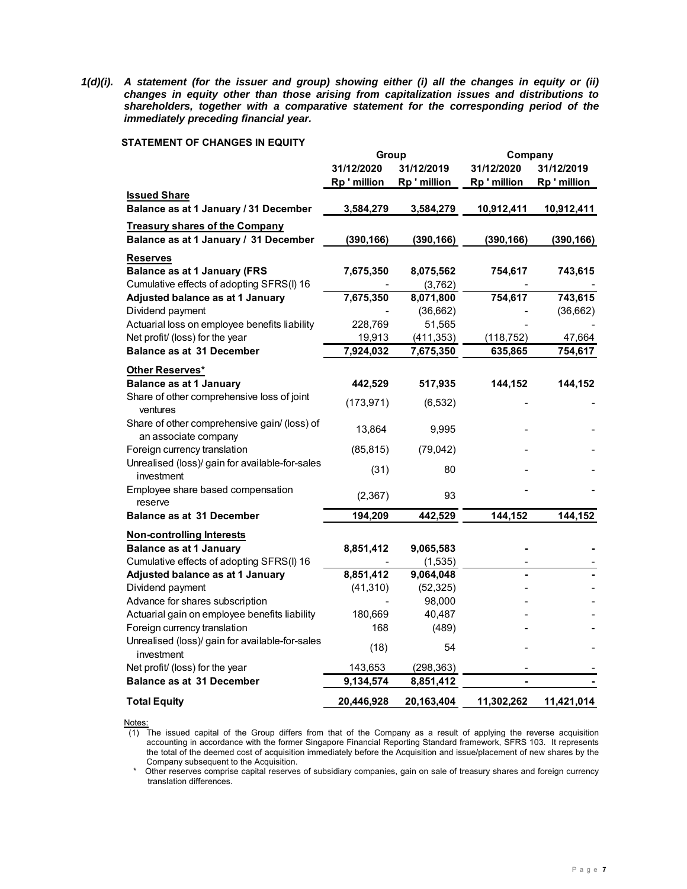**1(d)(i). *A statement (for the issuer and group) showing either (i) all the changes in equity or (ii) changes in equity other than those arising from capitalization issues and distributions to shareholders, together with a comparative statement for the corresponding period of the immediately preceding financial year.***

**STATEMENT OF CHANGES IN EQUITY**

| | Group | | Company | |
|---|---|---|---|---|
| | 31/12/2020 | 31/12/2019 | 31/12/2020 | 31/12/2019 |
| | Rp ' million | Rp ' million | Rp ' million | Rp ' million |
| **Issued Share** | | | | |
| **Balance as at 1 January / 31 December** | **3,584,279** | **3,584,279** | **10,912,411** | **10,912,411** |
| **Treasury shares of the Company** | | | | |
| **Balance as at 1 January / 31 December** | **(390,166)** | **(390,166)** | **(390,166)** | **(390,166)** |
| **Reserves** | | | | |
| **Balance as at 1 January (FRS** | **7,675,350** | **8,075,562** | **754,617** | **743,615** |
| Cumulative effects of adopting SFRS(I) 16 | - | (3,762) | - | - |
| **Adjusted balance as at 1 January** | **7,675,350** | **8,071,800** | **754,617** | **743,615** |
| Dividend payment | - | (36,662) | - | (36,662) |
| Actuarial loss on employee benefits liability | 228,769 | 51,565 | - | - |
| Net profit/ (loss) for the year | 19,913 | (411,353) | (118,752) | 47,664 |
| **Balance as at 31 December** | **7,924,032** | **7,675,350** | **635,865** | **754,617** |
| **Other Reserves*** | | | | |
| **Balance as at 1 January** | **442,529** | **517,935** | **144,152** | **144,152** |
| Share of other comprehensive loss of joint ventures | (173,971) | (6,532) | - | - |
| Share of other comprehensive gain/ (loss) of an associate company | 13,864 | 9,995 | - | - |
| Foreign currency translation | (85,815) | (79,042) | - | - |
| Unrealised (loss)/ gain for available-for-sales investment | (31) | 80 | - | - |
| Employee share based compensation reserve | (2,367) | 93 | - | - |
| **Balance as at 31 December** | **194,209** | **442,529** | **144,152** | **144,152** |
| **Non-controlling Interests** | | | | |
| **Balance as at 1 January** | **8,851,412** | **9,065,583** | **-** | **-** |
| Cumulative effects of adopting SFRS(I) 16 | - | (1,535) | - | - |
| **Adjusted balance as at 1 January** | **8,851,412** | **9,064,048** | **-** | **-** |
| Dividend payment | (41,310) | (52,325) | - | - |
| Advance for shares subscription | - | 98,000 | - | - |
| Actuarial gain on employee benefits liability | 180,669 | 40,487 | - | - |
| Foreign currency translation | 168 | (489) | - | - |
| Unrealised (loss)/ gain for available-for-sales investment | (18) | 54 | - | - |
| Net profit/ (loss) for the year | 143,653 | (298,363) | - | - |
| **Balance as at 31 December** | **9,134,574** | **8,851,412** | **-** | **-** |
| **Total Equity** | **20,446,928** | **20,163,404** | **11,302,262** | **11,421,014** |

Notes:

(1) The issued capital of the Group differs from that of the Company as a result of applying the reverse acquisition accounting in accordance with the former Singapore Financial Reporting Standard framework, SFRS 103. It represents the total of the deemed cost of acquisition immediately before the Acquisition and issue/placement of new shares by the Company subsequent to the Acquisition.

\* Other reserves comprise capital reserves of subsidiary companies, gain on sale of treasury shares and foreign currency translation differences.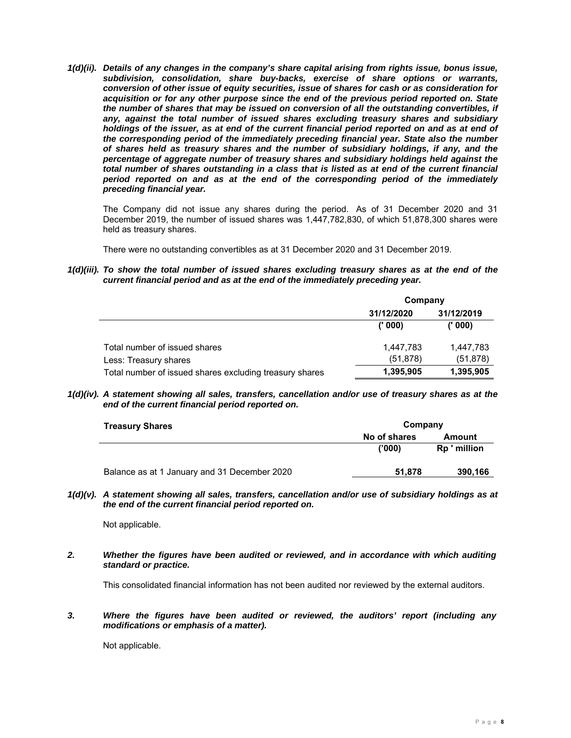***1(d)(ii). Details of any changes in the company's share capital arising from rights issue, bonus issue, subdivision, consolidation, share buy-backs, exercise of share options or warrants, conversion of other issue of equity securities, issue of shares for cash or as consideration for acquisition or for any other purpose since the end of the previous period reported on. State the number of shares that may be issued on conversion of all the outstanding convertibles, if any, against the total number of issued shares excluding treasury shares and subsidiary holdings of the issuer, as at end of the current financial period reported on and as at end of the corresponding period of the immediately preceding financial year. State also the number of shares held as treasury shares and the number of subsidiary holdings, if any, and the percentage of aggregate number of treasury shares and subsidiary holdings held against the total number of shares outstanding in a class that is listed as at end of the current financial period reported on and as at the end of the corresponding period of the immediately preceding financial year.***

The Company did not issue any shares during the period. As of 31 December 2020 and 31 December 2019, the number of issued shares was 1,447,782,830, of which 51,878,300 shares were held as treasury shares.

There were no outstanding convertibles as at 31 December 2020 and 31 December 2019.

***1(d)(iii). To show the total number of issued shares excluding treasury shares as at the end of the current financial period and as at the end of the immediately preceding year.***

| | Company | |
|---|---|---|
| | 31/12/2020 | 31/12/2019 |
| | (' 000) | (' 000) |
| Total number of issued shares | 1,447,783 | 1,447,783 |
| Less: Treasury shares | (51,878) | (51,878) |
| Total number of issued shares excluding treasury shares | **1,395,905** | **1,395,905** |

***1(d)(iv). A statement showing all sales, transfers, cancellation and/or use of treasury shares as at the end of the current financial period reported on.***

| Treasury Shares | Company | |
|---|---|---|
| | No of shares | Amount |
| | ('000) | Rp ' million |
| Balance as at 1 January and 31 December 2020 | **51,878** | **390,166** |

***1(d)(v). A statement showing all sales, transfers, cancellation and/or use of subsidiary holdings as at the end of the current financial period reported on.***

Not applicable.

***2. Whether the figures have been audited or reviewed, and in accordance with which auditing standard or practice.***

This consolidated financial information has not been audited nor reviewed by the external auditors.

***3. Where the figures have been audited or reviewed, the auditors' report (including any modifications or emphasis of a matter).***

Not applicable.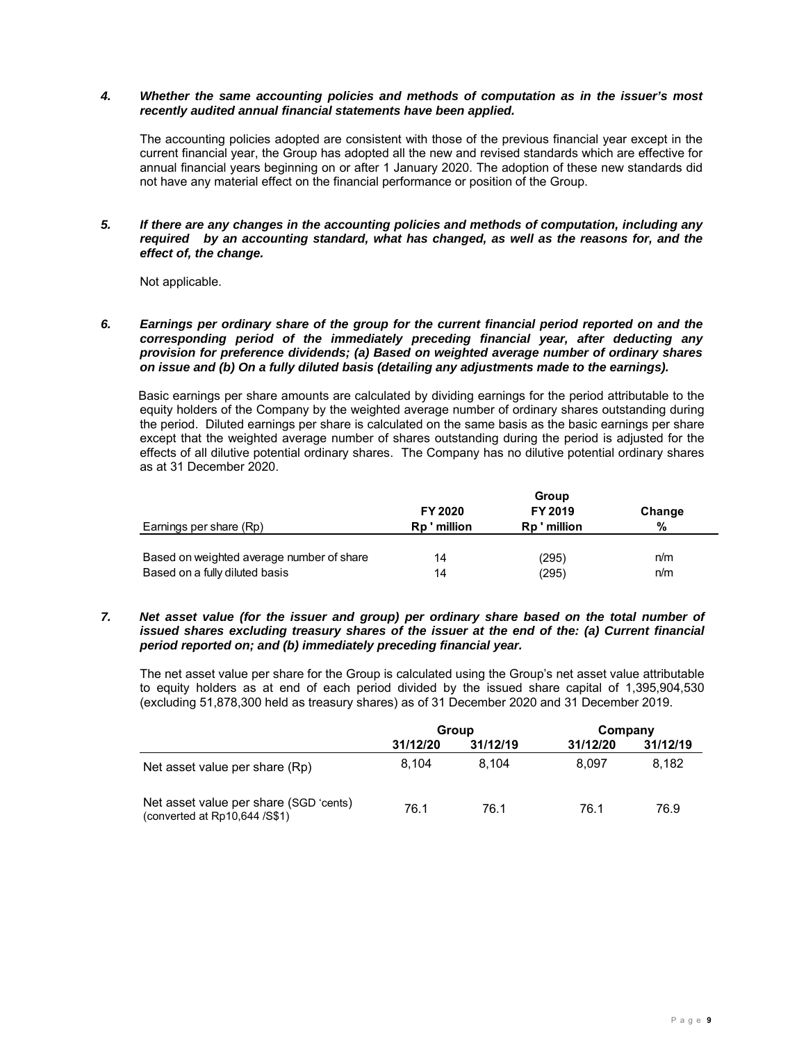***4. Whether the same accounting policies and methods of computation as in the issuer's most recently audited annual financial statements have been applied.***

The accounting policies adopted are consistent with those of the previous financial year except in the current financial year, the Group has adopted all the new and revised standards which are effective for annual financial years beginning on or after 1 January 2020. The adoption of these new standards did not have any material effect on the financial performance or position of the Group.

***5. If there are any changes in the accounting policies and methods of computation, including any required by an accounting standard, what has changed, as well as the reasons for, and the effect of, the change.***

Not applicable.

***6. Earnings per ordinary share of the group for the current financial period reported on and the corresponding period of the immediately preceding financial year, after deducting any provision for preference dividends; (a) Based on weighted average number of ordinary shares on issue and (b) On a fully diluted basis (detailing any adjustments made to the earnings).***

Basic earnings per share amounts are calculated by dividing earnings for the period attributable to the equity holders of the Company by the weighted average number of ordinary shares outstanding during the period. Diluted earnings per share is calculated on the same basis as the basic earnings per share except that the weighted average number of shares outstanding during the period is adjusted for the effects of all dilutive potential ordinary shares. The Company has no dilutive potential ordinary shares as at 31 December 2020.

| | Group | | |
|---|---|---|---|
| | **FY 2020** | **FY 2019** | **Change** |
| Earnings per share (Rp) | **Rp ' million** | **Rp ' million** | **%** |
| Based on weighted average number of share | 14 | (295) | n/m |
| Based on a fully diluted basis | 14 | (295) | n/m |

***7. Net asset value (for the issuer and group) per ordinary share based on the total number of issued shares excluding treasury shares of the issuer at the end of the: (a) Current financial period reported on; and (b) immediately preceding financial year.***

The net asset value per share for the Group is calculated using the Group's net asset value attributable to equity holders as at end of each period divided by the issued share capital of 1,395,904,530 (excluding 51,878,300 held as treasury shares) as of 31 December 2020 and 31 December 2019.

| | Group | | Company | |
|---|---|---|---|---|
| | **31/12/20** | **31/12/19** | **31/12/20** | **31/12/19** |
| Net asset value per share (Rp) | 8,104 | 8,104 | 8,097 | 8,182 |
| Net asset value per share (SGD 'cents) (converted at Rp10,644 /S$1) | 76.1 | 76.1 | 76.1 | 76.9 |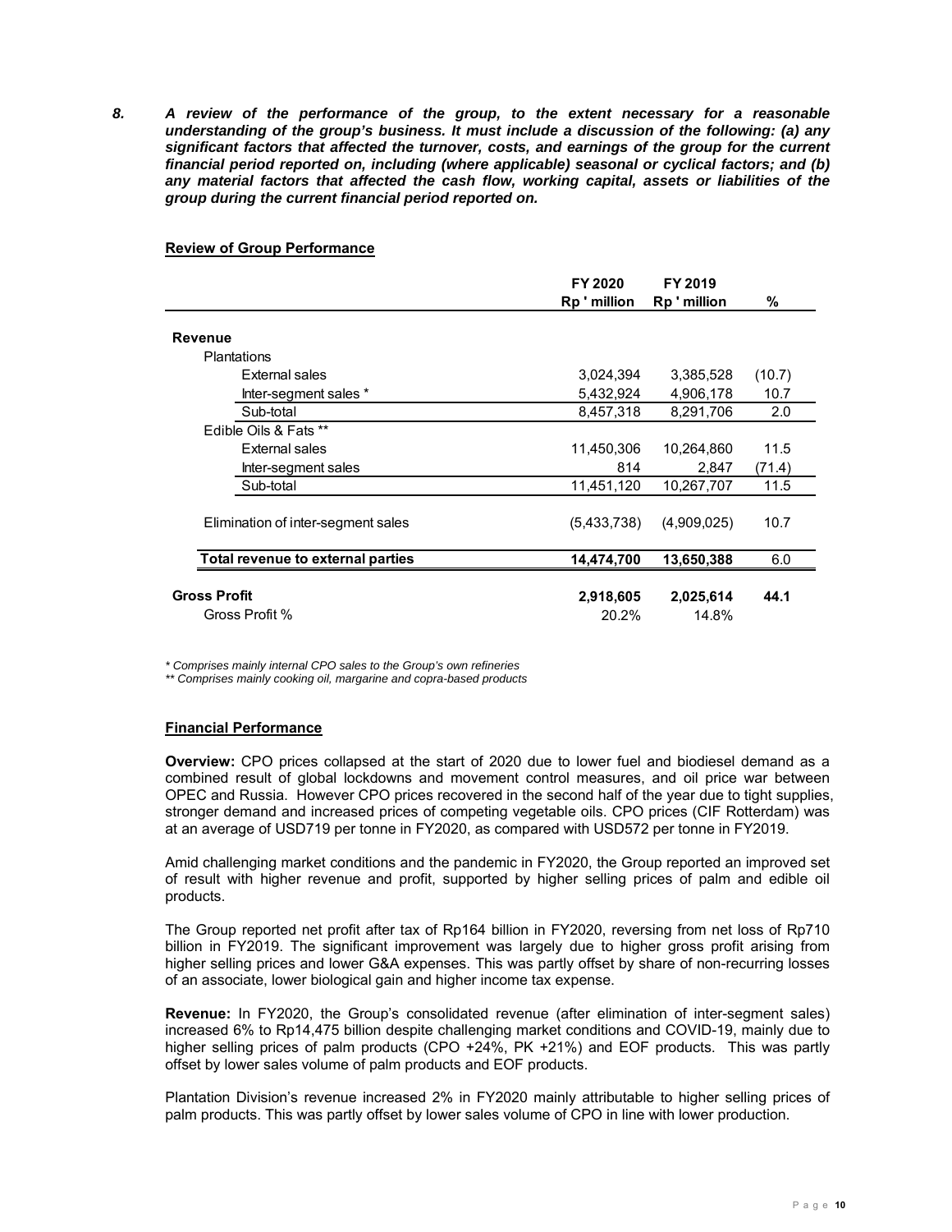***8. A review of the performance of the group, to the extent necessary for a reasonable understanding of the group's business. It must include a discussion of the following: (a) any significant factors that affected the turnover, costs, and earnings of the group for the current financial period reported on, including (where applicable) seasonal or cyclical factors; and (b) any material factors that affected the cash flow, working capital, assets or liabilities of the group during the current financial period reported on.***

**Review of Group Performance**

| | FY 2020<br>Rp ' million | FY 2019<br>Rp ' million | % |
|---|---|---|---|
| **Revenue** | | | |
| Plantations | | | |
| External sales | 3,024,394 | 3,385,528 | (10.7) |
| Inter-segment sales * | 5,432,924 | 4,906,178 | 10.7 |
| Sub-total | 8,457,318 | 8,291,706 | 2.0 |
| Edible Oils & Fats ** | | | |
| External sales | 11,450,306 | 10,264,860 | 11.5 |
| Inter-segment sales | 814 | 2,847 | (71.4) |
| Sub-total | 11,451,120 | 10,267,707 | 11.5 |
| Elimination of inter-segment sales | (5,433,738) | (4,909,025) | 10.7 |
| **Total revenue to external parties** | **14,474,700** | **13,650,388** | 6.0 |
| **Gross Profit** | **2,918,605** | **2,025,614** | **44.1** |
| Gross Profit % | 20.2% | 14.8% | |

*\* Comprises mainly internal CPO sales to the Group's own refineries*
*\*\* Comprises mainly cooking oil, margarine and copra-based products*

**Financial Performance**

**Overview:** CPO prices collapsed at the start of 2020 due to lower fuel and biodiesel demand as a combined result of global lockdowns and movement control measures, and oil price war between OPEC and Russia. However CPO prices recovered in the second half of the year due to tight supplies, stronger demand and increased prices of competing vegetable oils. CPO prices (CIF Rotterdam) was at an average of USD719 per tonne in FY2020, as compared with USD572 per tonne in FY2019.

Amid challenging market conditions and the pandemic in FY2020, the Group reported an improved set of result with higher revenue and profit, supported by higher selling prices of palm and edible oil products.

The Group reported net profit after tax of Rp164 billion in FY2020, reversing from net loss of Rp710 billion in FY2019. The significant improvement was largely due to higher gross profit arising from higher selling prices and lower G&A expenses. This was partly offset by share of non-recurring losses of an associate, lower biological gain and higher income tax expense.

**Revenue:** In FY2020, the Group's consolidated revenue (after elimination of inter-segment sales) increased 6% to Rp14,475 billion despite challenging market conditions and COVID-19, mainly due to higher selling prices of palm products (CPO +24%, PK +21%) and EOF products. This was partly offset by lower sales volume of palm products and EOF products.

Plantation Division's revenue increased 2% in FY2020 mainly attributable to higher selling prices of palm products. This was partly offset by lower sales volume of CPO in line with lower production.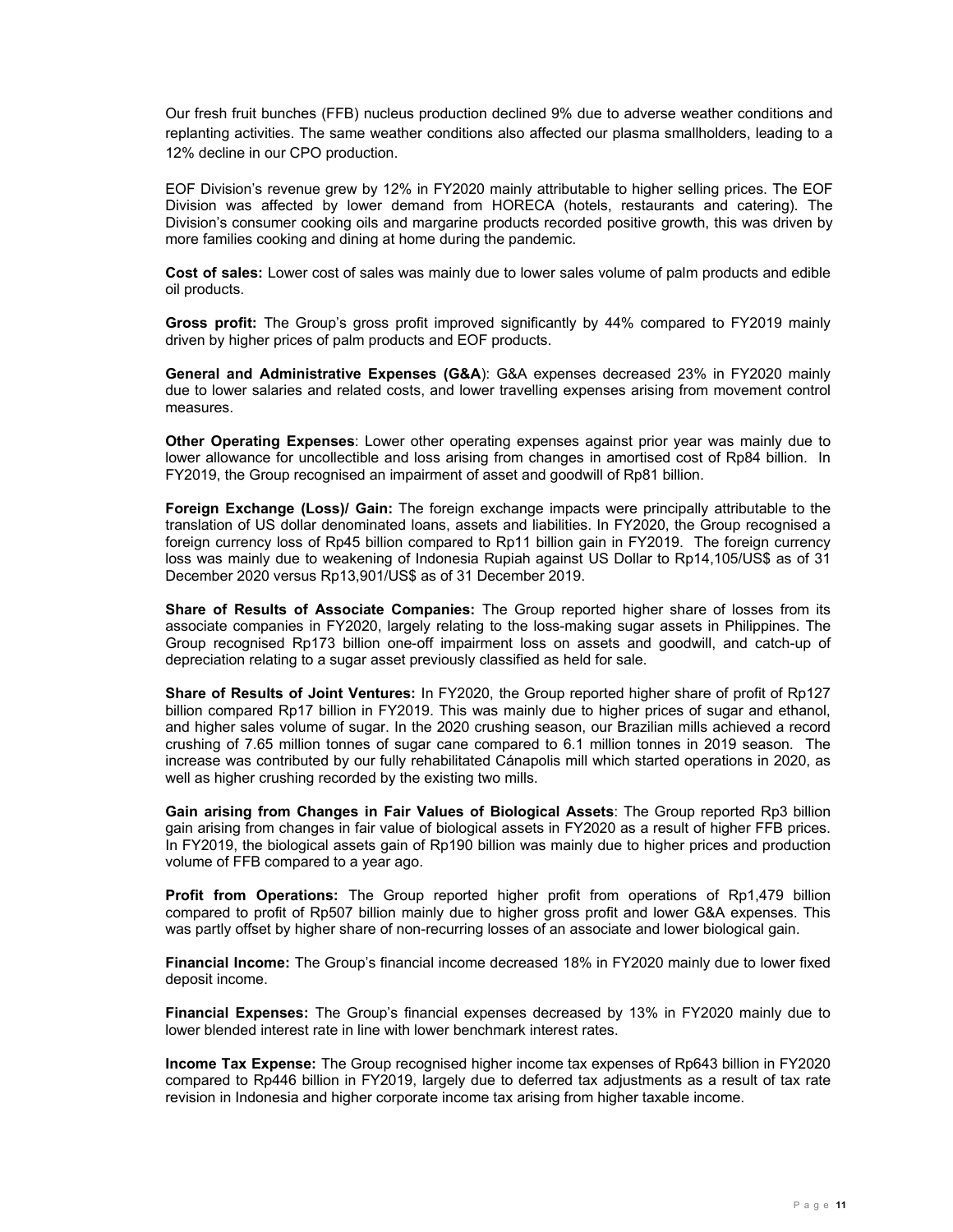Our fresh fruit bunches (FFB) nucleus production declined 9% due to adverse weather conditions and replanting activities. The same weather conditions also affected our plasma smallholders, leading to a 12% decline in our CPO production.

EOF Division's revenue grew by 12% in FY2020 mainly attributable to higher selling prices. The EOF Division was affected by lower demand from HORECA (hotels, restaurants and catering). The Division's consumer cooking oils and margarine products recorded positive growth, this was driven by more families cooking and dining at home during the pandemic.

**Cost of sales:** Lower cost of sales was mainly due to lower sales volume of palm products and edible oil products.

**Gross profit:** The Group's gross profit improved significantly by 44% compared to FY2019 mainly driven by higher prices of palm products and EOF products.

**General and Administrative Expenses (G&A)**: G&A expenses decreased 23% in FY2020 mainly due to lower salaries and related costs, and lower travelling expenses arising from movement control measures.

**Other Operating Expenses**: Lower other operating expenses against prior year was mainly due to lower allowance for uncollectible and loss arising from changes in amortised cost of Rp84 billion. In FY2019, the Group recognised an impairment of asset and goodwill of Rp81 billion.

**Foreign Exchange (Loss)/ Gain:** The foreign exchange impacts were principally attributable to the translation of US dollar denominated loans, assets and liabilities. In FY2020, the Group recognised a foreign currency loss of Rp45 billion compared to Rp11 billion gain in FY2019. The foreign currency loss was mainly due to weakening of Indonesia Rupiah against US Dollar to Rp14,105/US$ as of 31 December 2020 versus Rp13,901/US$ as of 31 December 2019.

**Share of Results of Associate Companies:** The Group reported higher share of losses from its associate companies in FY2020, largely relating to the loss-making sugar assets in Philippines. The Group recognised Rp173 billion one-off impairment loss on assets and goodwill, and catch-up of depreciation relating to a sugar asset previously classified as held for sale.

**Share of Results of Joint Ventures:** In FY2020, the Group reported higher share of profit of Rp127 billion compared Rp17 billion in FY2019. This was mainly due to higher prices of sugar and ethanol, and higher sales volume of sugar. In the 2020 crushing season, our Brazilian mills achieved a record crushing of 7.65 million tonnes of sugar cane compared to 6.1 million tonnes in 2019 season. The increase was contributed by our fully rehabilitated Cánapolis mill which started operations in 2020, as well as higher crushing recorded by the existing two mills.

**Gain arising from Changes in Fair Values of Biological Assets**: The Group reported Rp3 billion gain arising from changes in fair value of biological assets in FY2020 as a result of higher FFB prices. In FY2019, the biological assets gain of Rp190 billion was mainly due to higher prices and production volume of FFB compared to a year ago.

**Profit from Operations:** The Group reported higher profit from operations of Rp1,479 billion compared to profit of Rp507 billion mainly due to higher gross profit and lower G&A expenses. This was partly offset by higher share of non-recurring losses of an associate and lower biological gain.

**Financial Income:** The Group's financial income decreased 18% in FY2020 mainly due to lower fixed deposit income.

**Financial Expenses:** The Group's financial expenses decreased by 13% in FY2020 mainly due to lower blended interest rate in line with lower benchmark interest rates.

**Income Tax Expense:** The Group recognised higher income tax expenses of Rp643 billion in FY2020 compared to Rp446 billion in FY2019, largely due to deferred tax adjustments as a result of tax rate revision in Indonesia and higher corporate income tax arising from higher taxable income.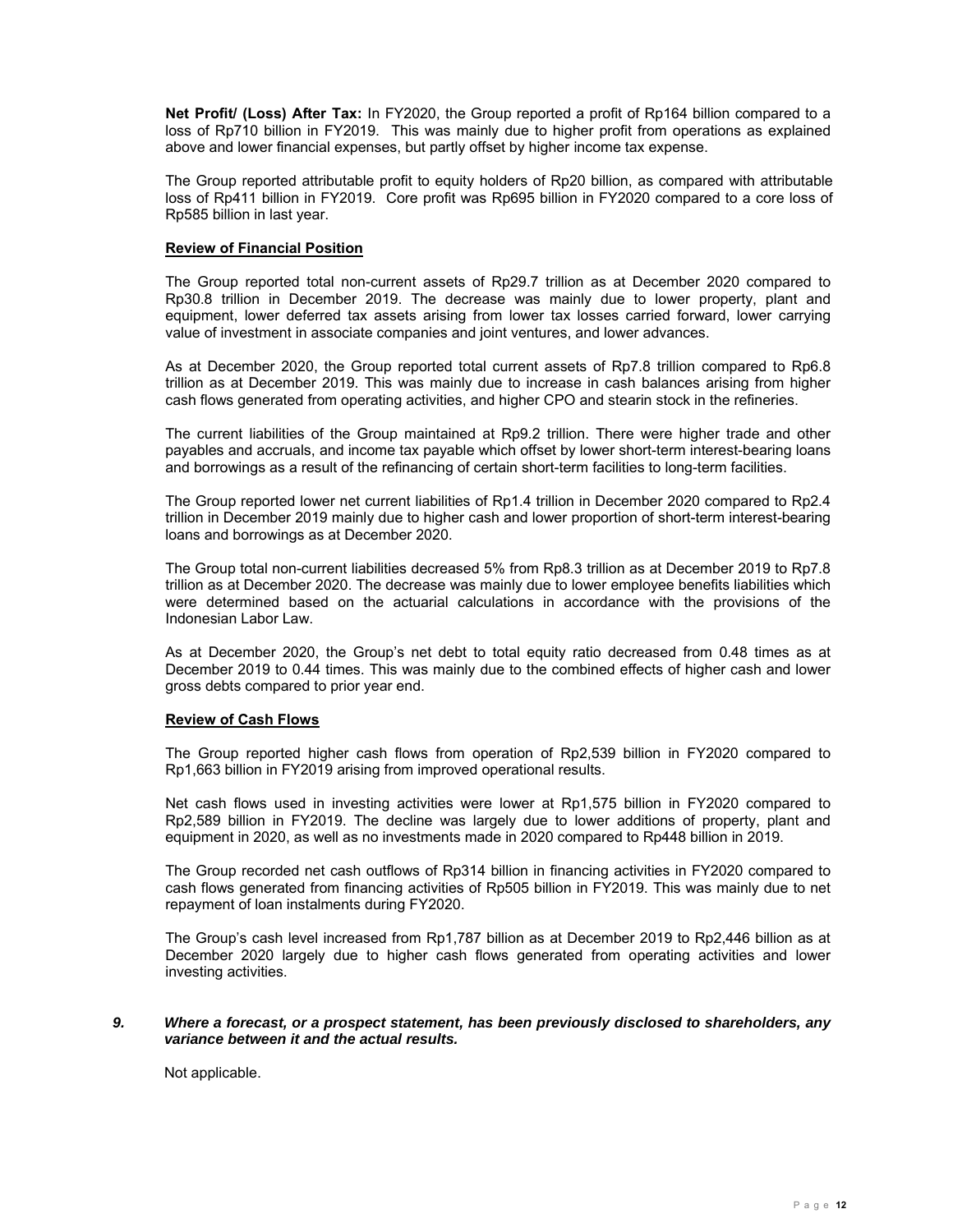**Net Profit/ (Loss) After Tax:** In FY2020, the Group reported a profit of Rp164 billion compared to a loss of Rp710 billion in FY2019. This was mainly due to higher profit from operations as explained above and lower financial expenses, but partly offset by higher income tax expense.

The Group reported attributable profit to equity holders of Rp20 billion, as compared with attributable loss of Rp411 billion in FY2019. Core profit was Rp695 billion in FY2020 compared to a core loss of Rp585 billion in last year.

**Review of Financial Position**

The Group reported total non-current assets of Rp29.7 trillion as at December 2020 compared to Rp30.8 trillion in December 2019. The decrease was mainly due to lower property, plant and equipment, lower deferred tax assets arising from lower tax losses carried forward, lower carrying value of investment in associate companies and joint ventures, and lower advances.

As at December 2020, the Group reported total current assets of Rp7.8 trillion compared to Rp6.8 trillion as at December 2019. This was mainly due to increase in cash balances arising from higher cash flows generated from operating activities, and higher CPO and stearin stock in the refineries.

The current liabilities of the Group maintained at Rp9.2 trillion. There were higher trade and other payables and accruals, and income tax payable which offset by lower short-term interest-bearing loans and borrowings as a result of the refinancing of certain short-term facilities to long-term facilities.

The Group reported lower net current liabilities of Rp1.4 trillion in December 2020 compared to Rp2.4 trillion in December 2019 mainly due to higher cash and lower proportion of short-term interest-bearing loans and borrowings as at December 2020.

The Group total non-current liabilities decreased 5% from Rp8.3 trillion as at December 2019 to Rp7.8 trillion as at December 2020. The decrease was mainly due to lower employee benefits liabilities which were determined based on the actuarial calculations in accordance with the provisions of the Indonesian Labor Law.

As at December 2020, the Group's net debt to total equity ratio decreased from 0.48 times as at December 2019 to 0.44 times. This was mainly due to the combined effects of higher cash and lower gross debts compared to prior year end.

**Review of Cash Flows**

The Group reported higher cash flows from operation of Rp2,539 billion in FY2020 compared to Rp1,663 billion in FY2019 arising from improved operational results.

Net cash flows used in investing activities were lower at Rp1,575 billion in FY2020 compared to Rp2,589 billion in FY2019. The decline was largely due to lower additions of property, plant and equipment in 2020, as well as no investments made in 2020 compared to Rp448 billion in 2019.

The Group recorded net cash outflows of Rp314 billion in financing activities in FY2020 compared to cash flows generated from financing activities of Rp505 billion in FY2019. This was mainly due to net repayment of loan instalments during FY2020.

The Group's cash level increased from Rp1,787 billion as at December 2019 to Rp2,446 billion as at December 2020 largely due to higher cash flows generated from operating activities and lower investing activities.

**9. *Where a forecast, or a prospect statement, has been previously disclosed to shareholders, any variance between it and the actual results.***

Not applicable.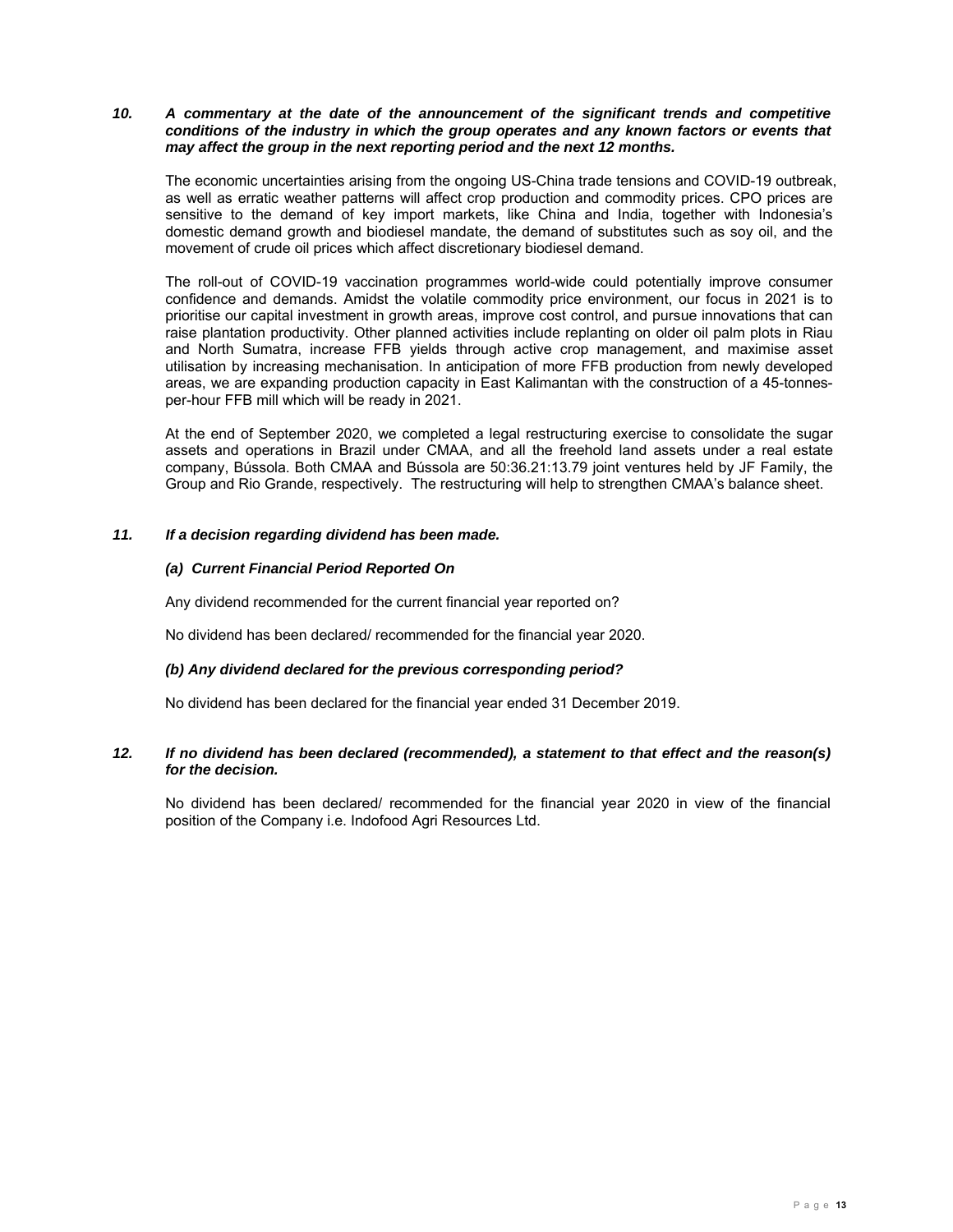***10. A commentary at the date of the announcement of the significant trends and competitive conditions of the industry in which the group operates and any known factors or events that may affect the group in the next reporting period and the next 12 months.***

The economic uncertainties arising from the ongoing US-China trade tensions and COVID-19 outbreak, as well as erratic weather patterns will affect crop production and commodity prices. CPO prices are sensitive to the demand of key import markets, like China and India, together with Indonesia's domestic demand growth and biodiesel mandate, the demand of substitutes such as soy oil, and the movement of crude oil prices which affect discretionary biodiesel demand.

The roll-out of COVID-19 vaccination programmes world-wide could potentially improve consumer confidence and demands. Amidst the volatile commodity price environment, our focus in 2021 is to prioritise our capital investment in growth areas, improve cost control, and pursue innovations that can raise plantation productivity. Other planned activities include replanting on older oil palm plots in Riau and North Sumatra, increase FFB yields through active crop management, and maximise asset utilisation by increasing mechanisation. In anticipation of more FFB production from newly developed areas, we are expanding production capacity in East Kalimantan with the construction of a 45-tonnes-per-hour FFB mill which will be ready in 2021.

At the end of September 2020, we completed a legal restructuring exercise to consolidate the sugar assets and operations in Brazil under CMAA, and all the freehold land assets under a real estate company, Bússola. Both CMAA and Bússola are 50:36.21:13.79 joint ventures held by JF Family, the Group and Rio Grande, respectively. The restructuring will help to strengthen CMAA's balance sheet.

***11. If a decision regarding dividend has been made.***

***(a) Current Financial Period Reported On***

Any dividend recommended for the current financial year reported on?

No dividend has been declared/ recommended for the financial year 2020.

***(b) Any dividend declared for the previous corresponding period?***

No dividend has been declared for the financial year ended 31 December 2019.

***12. If no dividend has been declared (recommended), a statement to that effect and the reason(s) for the decision.***

No dividend has been declared/ recommended for the financial year 2020 in view of the financial position of the Company i.e. Indofood Agri Resources Ltd.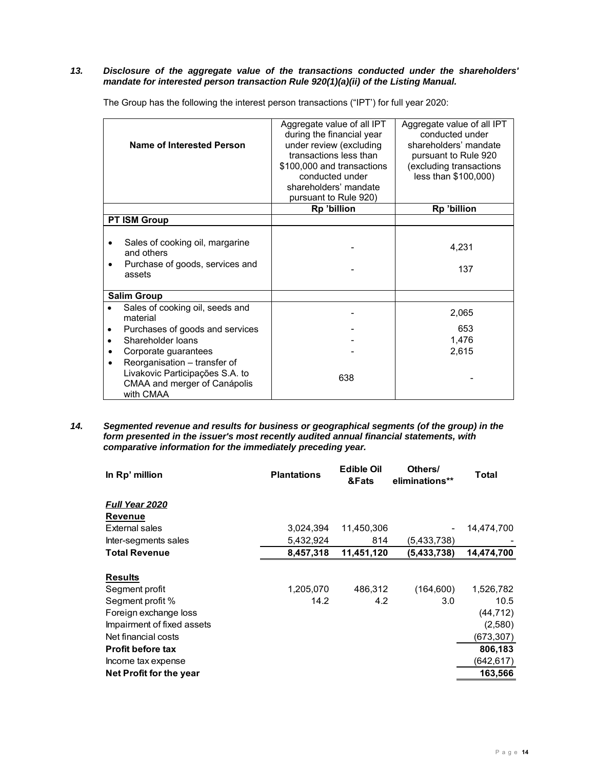### 13. *Disclosure of the aggregate value of the transactions conducted under the shareholders' mandate for interested person transaction Rule 920(1)(a)(ii) of the Listing Manual.*

The Group has the following the interest person transactions ("IPT') for full year 2020:

| Name of Interested Person | Aggregate value of all IPT during the financial year under review (excluding transactions less than \$100,000 and transactions conducted under shareholders' mandate pursuant to Rule 920) | Aggregate value of all IPT conducted under shareholders' mandate pursuant to Rule 920 (excluding transactions less than \$100,000) |
|---|---|---|
| | Rp 'billion | Rp 'billion |
| **PT ISM Group** | | |
| • Sales of cooking oil, margarine and others | - | 4,231 |
| • Purchase of goods, services and assets | - | 137 |
| **Salim Group** | | |
| • Sales of cooking oil, seeds and material | - | 2,065 |
| • Purchases of goods and services | - | 653 |
| • Shareholder loans | - | 1,476 |
| • Corporate guarantees | - | 2,615 |
| • Reorganisation – transfer of Livakovic Participações S.A. to CMAA and merger of Canápolis with CMAA | 638 | - |

### 14. *Segmented revenue and results for business or geographical segments (of the group) in the form presented in the issuer's most recently audited annual financial statements, with comparative information for the immediately preceding year.*

| In Rp' million | Plantations | Edible Oil &Fats | Others/ eliminations** | Total |
|---|---|---|---|---|
| ***Full Year 2020*** | | | | |
| **Revenue** | | | | |
| External sales | 3,024,394 | 11,450,306 | - | 14,474,700 |
| Inter-segments sales | 5,432,924 | 814 | (5,433,738) | - |
| **Total Revenue** | **8,457,318** | **11,451,120** | **(5,433,738)** | **14,474,700** |
| **Results** | | | | |
| Segment profit | 1,205,070 | 486,312 | (164,600) | 1,526,782 |
| Segment profit % | 14.2 | 4.2 | 3.0 | 10.5 |
| Foreign exchange loss | | | | (44,712) |
| Impairment of fixed assets | | | | (2,580) |
| Net financial costs | | | | (673,307) |
| **Profit before tax** | | | | **806,183** |
| Income tax expense | | | | (642,617) |
| **Net Profit for the year** | | | | **163,566** |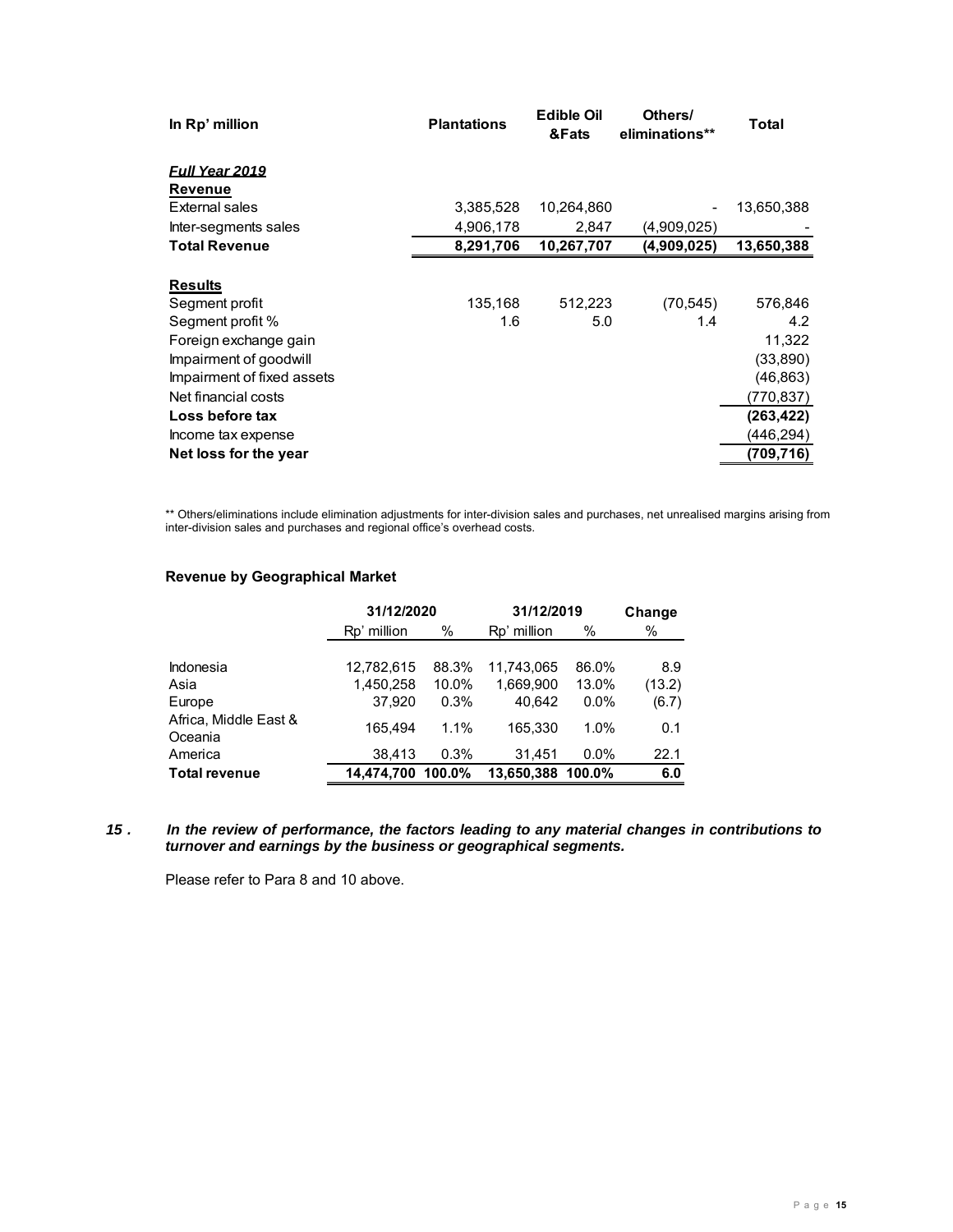| In Rp' million | Plantations | Edible Oil &Fats | Others/ eliminations** | Total |
|---|---|---|---|---|
| ***Full Year 2019*** | | | | |
| **Revenue** | | | | |
| External sales | 3,385,528 | 10,264,860 | - | 13,650,388 |
| Inter-segments sales | 4,906,178 | 2,847 | (4,909,025) | - |
| **Total Revenue** | **8,291,706** | **10,267,707** | **(4,909,025)** | **13,650,388** |
| | | | | |
| **Results** | | | | |
| Segment profit | 135,168 | 512,223 | (70,545) | 576,846 |
| Segment profit % | 1.6 | 5.0 | 1.4 | 4.2 |
| Foreign exchange gain | | | | 11,322 |
| Impairment of goodwill | | | | (33,890) |
| Impairment of fixed assets | | | | (46,863) |
| Net financial costs | | | | (770,837) |
| **Loss before tax** | | | | **(263,422)** |
| Income tax expense | | | | (446,294) |
| **Net loss for the year** | | | | **(709,716)** |

** Others/eliminations include elimination adjustments for inter-division sales and purchases, net unrealised margins arising from inter-division sales and purchases and regional office's overhead costs.

**Revenue by Geographical Market**

| | 31/12/2020 | | 31/12/2019 | | Change |
|---|---|---|---|---|---|
| | Rp' million | % | Rp' million | % | % |
| Indonesia | 12,782,615 | 88.3% | 11,743,065 | 86.0% | 8.9 |
| Asia | 1,450,258 | 10.0% | 1,669,900 | 13.0% | (13.2) |
| Europe | 37,920 | 0.3% | 40,642 | 0.0% | (6.7) |
| Africa, Middle East & Oceania | 165,494 | 1.1% | 165,330 | 1.0% | 0.1 |
| America | 38,413 | 0.3% | 31,451 | 0.0% | 22.1 |
| **Total revenue** | **14,474,700** | **100.0%** | **13,650,388** | **100.0%** | **6.0** |

***15 . In the review of performance, the factors leading to any material changes in contributions to turnover and earnings by the business or geographical segments.***

Please refer to Para 8 and 10 above.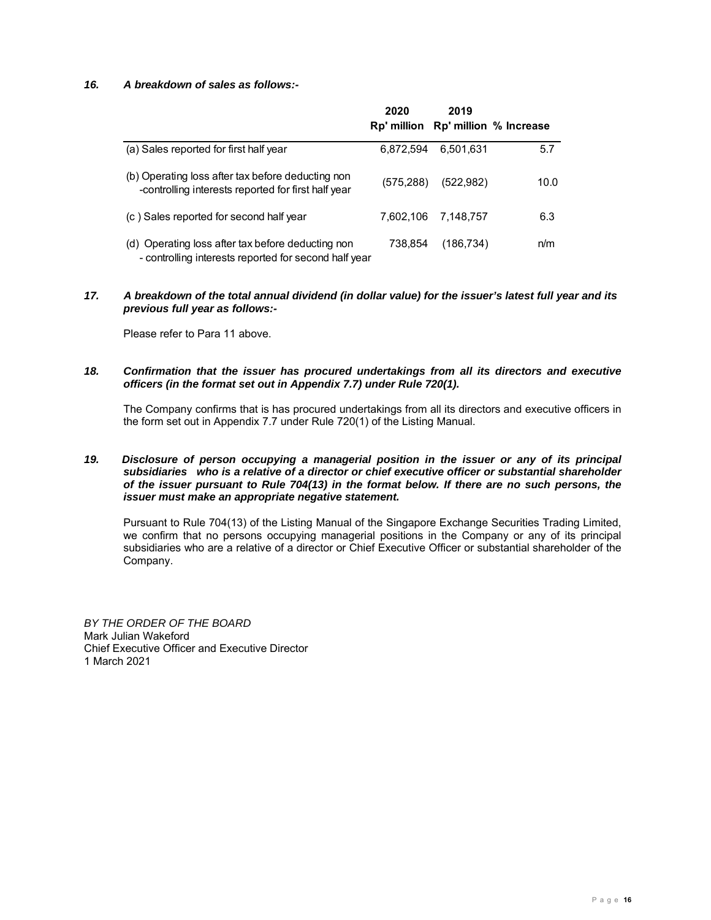### *16. A breakdown of sales as follows:-*

| | 2020<br>Rp' million | 2019<br>Rp' million | % Increase |
|---|---|---|---|
| (a) Sales reported for first half year | 6,872,594 | 6,501,631 | 5.7 |
| (b) Operating loss after tax before deducting non -controlling interests reported for first half year | (575,288) | (522,982) | 10.0 |
| (c ) Sales reported for second half year | 7,602,106 | 7,148,757 | 6.3 |
| (d) Operating loss after tax before deducting non - controlling interests reported for second half year | 738,854 | (186,734) | n/m |

### *17. A breakdown of the total annual dividend (in dollar value) for the issuer's latest full year and its previous full year as follows:-*

Please refer to Para 11 above.

### *18. Confirmation that the issuer has procured undertakings from all its directors and executive officers (in the format set out in Appendix 7.7) under Rule 720(1).*

The Company confirms that is has procured undertakings from all its directors and executive officers in the form set out in Appendix 7.7 under Rule 720(1) of the Listing Manual.

### *19. Disclosure of person occupying a managerial position in the issuer or any of its principal subsidiaries who is a relative of a director or chief executive officer or substantial shareholder of the issuer pursuant to Rule 704(13) in the format below. If there are no such persons, the issuer must make an appropriate negative statement.*

Pursuant to Rule 704(13) of the Listing Manual of the Singapore Exchange Securities Trading Limited, we confirm that no persons occupying managerial positions in the Company or any of its principal subsidiaries who are a relative of a director or Chief Executive Officer or substantial shareholder of the Company.

*BY THE ORDER OF THE BOARD*
Mark Julian Wakeford
Chief Executive Officer and Executive Director
1 March 2021